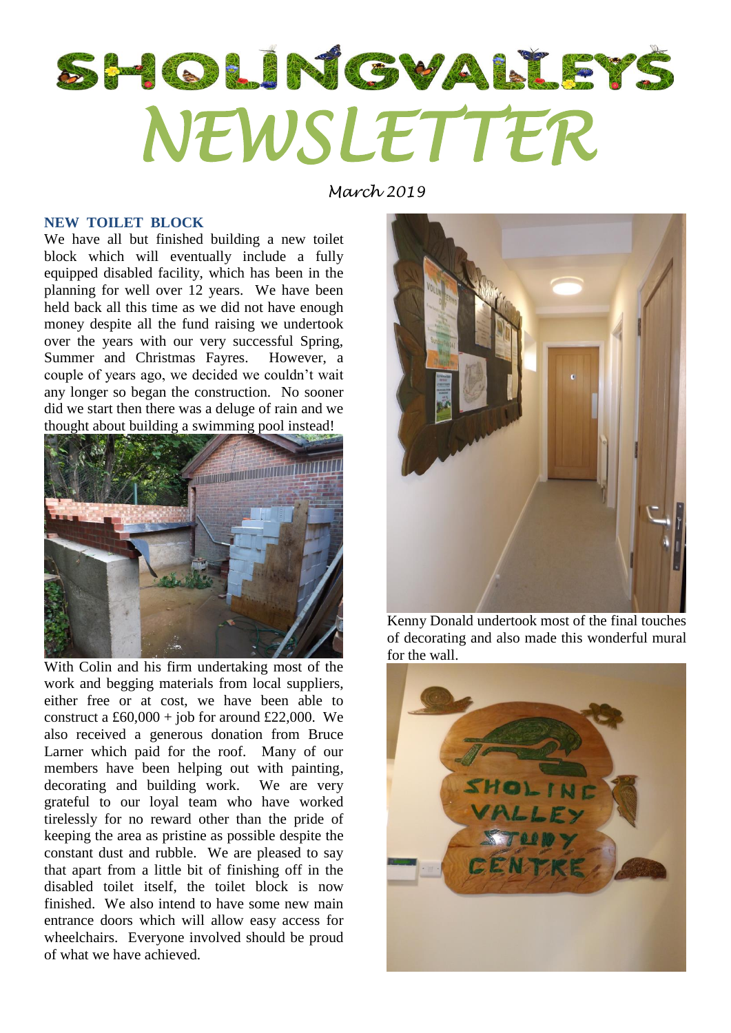# SHOLINGVALLEYS NEWSLETTER

*March 2019*

### NEW TOILET BLOCK

We have all but finished building a new toilet block which will eventually include a fully equipped disabled facility, which has been in the planning for well over 12 years. We have been held back all this time as we did not have enough money despite all the fund raising we undertook over the years with our very successful Spring, Summer and Christmas Fayres. However, a couple of years ago, we decided we couldn't wait any longer so began the construction. No sooner did we start then there was a deluge of rain and we thought about building a swimming pool instead!

With Colin and his firm undertaking most of the work and begging materials from local suppliers, either free or at cost, we have been able to construct a £60,000 + job for around £22,000. We also received a generous donation from Bruce Larner which paid for the roof. Many of our members have been helping out with painting, decorating and building work. We are very grateful to our loyal team who have worked tirelessly for no reward other than the pride of keeping the area as pristine as possible despite the constant dust and rubble. We are pleased to say that apart from a little bit of finishing off in the disabled toilet itself, the toilet block is now finished. We also intend to have some new main entrance doors which will allow easy access for wheelchairs. Everyone involved should be proud of what we have achieved.

Kenny Donald undertook most of the final touches of decorating and also made this wonderful mural for the wall.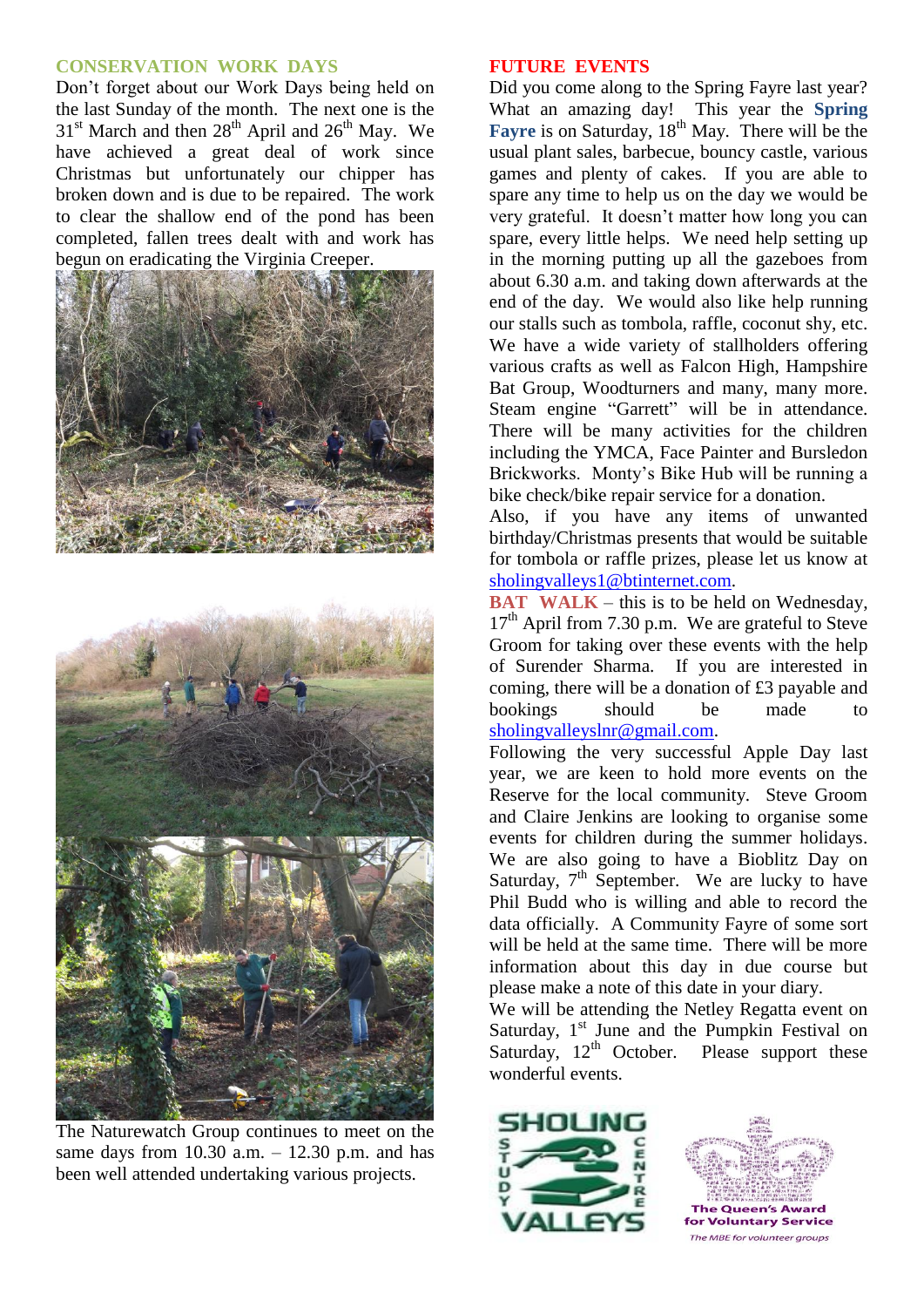## CONSERVATION WORK DAYS

Don't forget about our Work Days being held on the last Sunday of the month. The next one is the 31st March and then 28th April and 26th May. We have achieved a great deal of work since Christmas but unfortunately our chipper has broken down and is due to be repaired. The work to clear the shallow end of the pond has been completed, fallen trees dealt with and work has begun on eradicating the Virginia Creeper.

The Naturewatch Group continues to meet on the same days from 10.30 a.m. – 12.30 p.m. and has been well attended undertaking various projects.

## FUTURE EVENTS

Did you come along to the Spring Fayre last year? What an amazing day! This year the **Spring Fayre** is on Saturday, 18th May. There will be the usual plant sales, barbecue, bouncy castle, various games and plenty of cakes. If you are able to spare any time to help us on the day we would be very grateful. It doesn't matter how long you can spare, every little helps. We need help setting up in the morning putting up all the gazeboes from about 6.30 a.m. and taking down afterwards at the end of the day. We would also like help running our stalls such as tombola, raffle, coconut shy, etc. We have a wide variety of stallholders offering various crafts as well as Falcon High, Hampshire Bat Group, Woodturners and many, many more. Steam engine "Garrett" will be in attendance. There will be many activities for the children including the YMCA, Face Painter and Bursledon Brickworks. Monty's Bike Hub will be running a bike check/bike repair service for a donation.

Also, if you have any items of unwanted birthday/Christmas presents that would be suitable for tombola or raffle prizes, please let us know at sholingvalleys1@btinternet.com.

**BAT WALK** – this is to be held on Wednesday, 17th April from 7.30 p.m. We are grateful to Steve Groom for taking over these events with the help of Surender Sharma. If you are interested in coming, there will be a donation of £3 payable and bookings should be made to sholingvalleyslnr@gmail.com.

Following the very successful Apple Day last year, we are keen to hold more events on the Reserve for the local community. Steve Groom and Claire Jenkins are looking to organise some events for children during the summer holidays. We are also going to have a Bioblitz Day on Saturday, 7th September. We are lucky to have Phil Budd who is willing and able to record the data officially. A Community Fayre of some sort will be held at the same time. There will be more information about this day in due course but please make a note of this date in your diary.

We will be attending the Netley Regatta event on Saturday, 1st June and the Pumpkin Festival on Saturday, 12th October. Please support these wonderful events.

SHOLING STUDY CENTRE VALLEYS

The Queen's Award for Voluntary Service

*The MBE for volunteer groups*